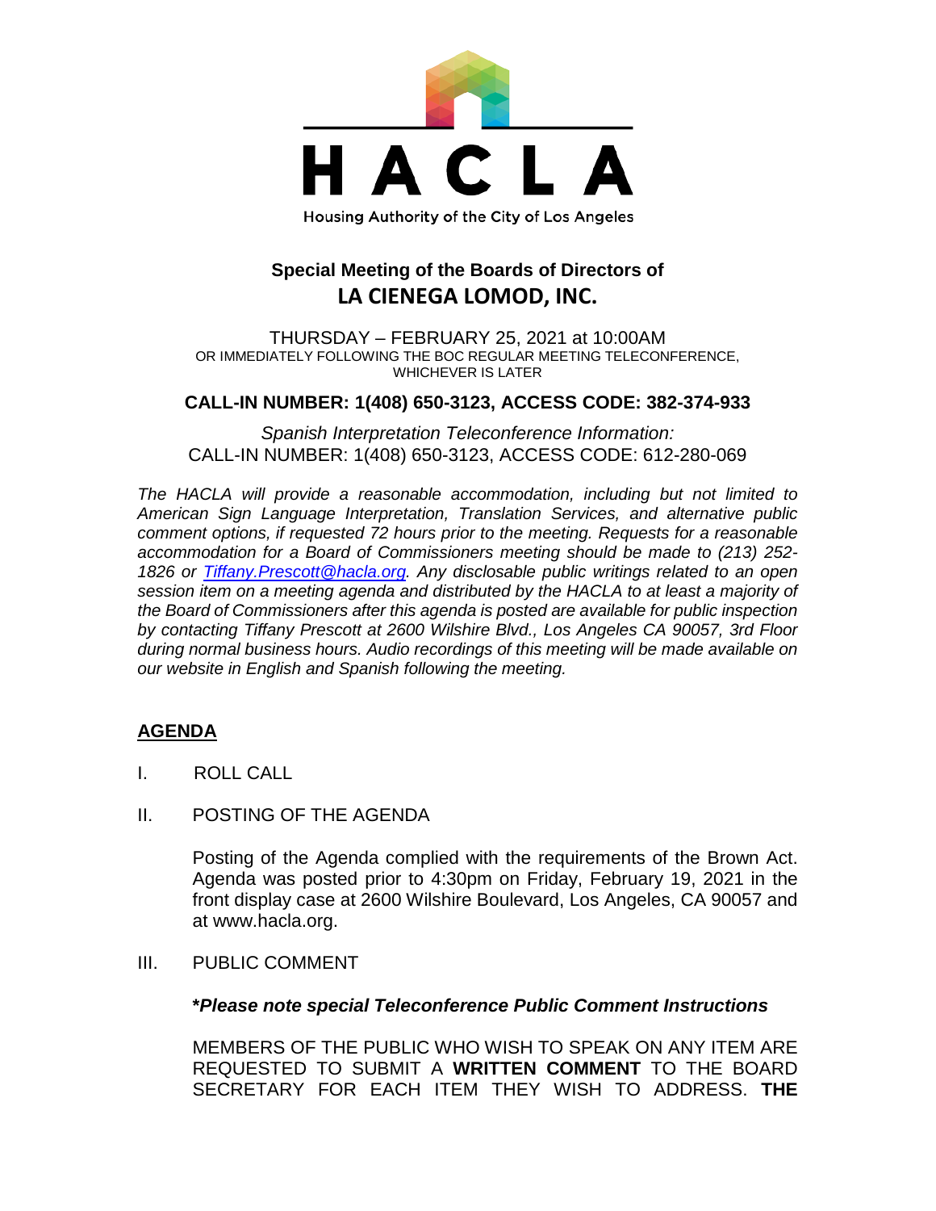HACLA

Housing Authority of the City of Los Angeles

## Special Meeting of the Boards of Directors of
# LA CIENEGA LOMOD, INC.

THURSDAY – FEBRUARY 25, 2021 at 10:00AM
OR IMMEDIATELY FOLLOWING THE BOC REGULAR MEETING TELECONFERENCE, WHICHEVER IS LATER

**CALL-IN NUMBER: 1(408) 650-3123, ACCESS CODE: 382-374-933**

*Spanish Interpretation Teleconference Information:*
CALL-IN NUMBER: 1(408) 650-3123, ACCESS CODE: 612-280-069

*The HACLA will provide a reasonable accommodation, including but not limited to American Sign Language Interpretation, Translation Services, and alternative public comment options, if requested 72 hours prior to the meeting. Requests for a reasonable accommodation for a Board of Commissioners meeting should be made to (213) 252-1826 or Tiffany.Prescott@hacla.org. Any disclosable public writings related to an open session item on a meeting agenda and distributed by the HACLA to at least a majority of the Board of Commissioners after this agenda is posted are available for public inspection by contacting Tiffany Prescott at 2600 Wilshire Blvd., Los Angeles CA 90057, 3rd Floor during normal business hours. Audio recordings of this meeting will be made available on our website in English and Spanish following the meeting.*

**AGENDA**

I. ROLL CALL

II. POSTING OF THE AGENDA

Posting of the Agenda complied with the requirements of the Brown Act. Agenda was posted prior to 4:30pm on Friday, February 19, 2021 in the front display case at 2600 Wilshire Boulevard, Los Angeles, CA 90057 and at www.hacla.org.

III. PUBLIC COMMENT

***Please note special Teleconference Public Comment Instructions***

MEMBERS OF THE PUBLIC WHO WISH TO SPEAK ON ANY ITEM ARE REQUESTED TO SUBMIT A **WRITTEN COMMENT** TO THE BOARD SECRETARY FOR EACH ITEM THEY WISH TO ADDRESS. **THE**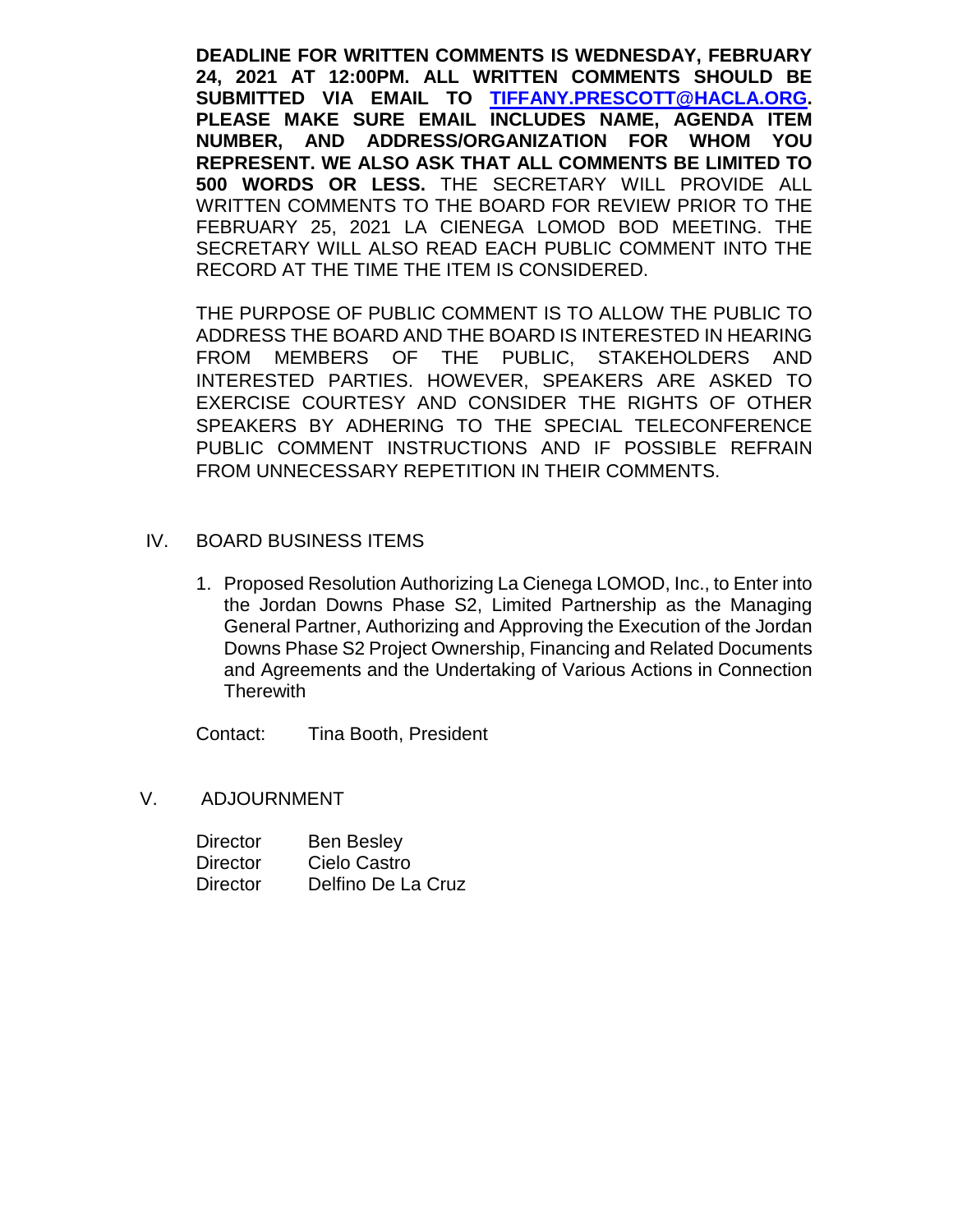**DEADLINE FOR WRITTEN COMMENTS IS WEDNESDAY, FEBRUARY 24, 2021 AT 12:00PM. ALL WRITTEN COMMENTS SHOULD BE SUBMITTED VIA EMAIL TO [TIFFANY.PRESCOTT@HACLA.ORG](mailto:TIFFANY.PRESCOTT@HACLA.ORG). PLEASE MAKE SURE EMAIL INCLUDES NAME, AGENDA ITEM NUMBER, AND ADDRESS/ORGANIZATION FOR WHOM YOU REPRESENT. WE ALSO ASK THAT ALL COMMENTS BE LIMITED TO 500 WORDS OR LESS.** THE SECRETARY WILL PROVIDE ALL WRITTEN COMMENTS TO THE BOARD FOR REVIEW PRIOR TO THE FEBRUARY 25, 2021 LA CIENEGA LOMOD BOD MEETING. THE SECRETARY WILL ALSO READ EACH PUBLIC COMMENT INTO THE RECORD AT THE TIME THE ITEM IS CONSIDERED.

THE PURPOSE OF PUBLIC COMMENT IS TO ALLOW THE PUBLIC TO ADDRESS THE BOARD AND THE BOARD IS INTERESTED IN HEARING FROM MEMBERS OF THE PUBLIC, STAKEHOLDERS AND INTERESTED PARTIES. HOWEVER, SPEAKERS ARE ASKED TO EXERCISE COURTESY AND CONSIDER THE RIGHTS OF OTHER SPEAKERS BY ADHERING TO THE SPECIAL TELECONFERENCE PUBLIC COMMENT INSTRUCTIONS AND IF POSSIBLE REFRAIN FROM UNNECESSARY REPETITION IN THEIR COMMENTS.

## IV. BOARD BUSINESS ITEMS

1. Proposed Resolution Authorizing La Cienega LOMOD, Inc., to Enter into the Jordan Downs Phase S2, Limited Partnership as the Managing General Partner, Authorizing and Approving the Execution of the Jordan Downs Phase S2 Project Ownership, Financing and Related Documents and Agreements and the Undertaking of Various Actions in Connection Therewith

Contact: Tina Booth, President

## V. ADJOURNMENT

Director Ben Besley
Director Cielo Castro
Director Delfino De La Cruz